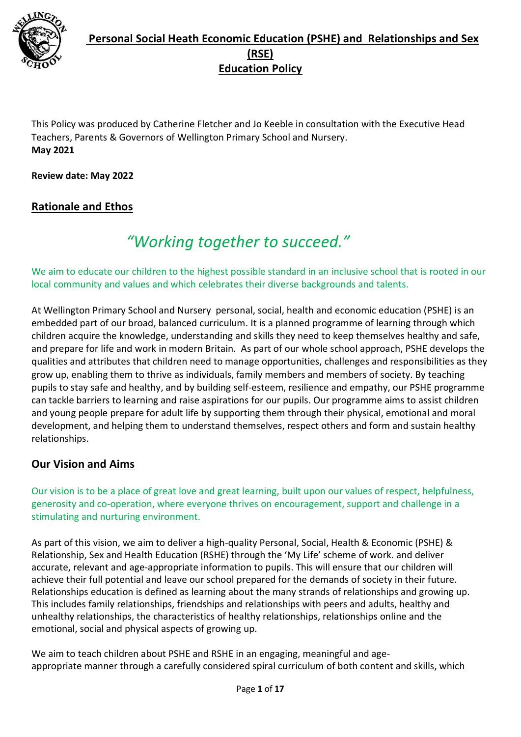# Personal Social Heath Economic Education (PSHE) and Relationships and Sex (RSE) Education Policy

This Policy was produced by Catherine Fletcher and Jo Keeble in consultation with the Executive Head Teachers, Parents & Governors of Wellington Primary School and Nursery.
**May 2021**

**Review date: May 2022**

## Rationale and Ethos

*"Working together to succeed."*

We aim to educate our children to the highest possible standard in an inclusive school that is rooted in our local community and values and which celebrates their diverse backgrounds and talents.

At Wellington Primary School and Nursery personal, social, health and economic education (PSHE) is an embedded part of our broad, balanced curriculum. It is a planned programme of learning through which children acquire the knowledge, understanding and skills they need to keep themselves healthy and safe, and prepare for life and work in modern Britain. As part of our whole school approach, PSHE develops the qualities and attributes that children need to manage opportunities, challenges and responsibilities as they grow up, enabling them to thrive as individuals, family members and members of society. By teaching pupils to stay safe and healthy, and by building self-esteem, resilience and empathy, our PSHE programme can tackle barriers to learning and raise aspirations for our pupils. Our programme aims to assist children and young people prepare for adult life by supporting them through their physical, emotional and moral development, and helping them to understand themselves, respect others and form and sustain healthy relationships.

## Our Vision and Aims

Our vision is to be a place of great love and great learning, built upon our values of respect, helpfulness, generosity and co-operation, where everyone thrives on encouragement, support and challenge in a stimulating and nurturing environment.

As part of this vision, we aim to deliver a high-quality Personal, Social, Health & Economic (PSHE) & Relationship, Sex and Health Education (RSHE) through the 'My Life' scheme of work. and deliver accurate, relevant and age-appropriate information to pupils. This will ensure that our children will achieve their full potential and leave our school prepared for the demands of society in their future. Relationships education is defined as learning about the many strands of relationships and growing up. This includes family relationships, friendships and relationships with peers and adults, healthy and unhealthy relationships, the characteristics of healthy relationships, relationships online and the emotional, social and physical aspects of growing up.

We aim to teach children about PSHE and RSHE in an engaging, meaningful and age-appropriate manner through a carefully considered spiral curriculum of both content and skills, which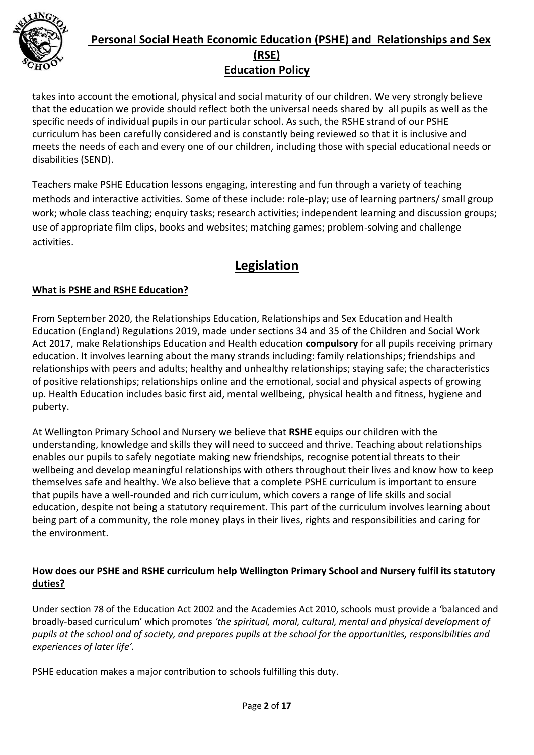takes into account the emotional, physical and social maturity of our children. We very strongly believe that the education we provide should reflect both the universal needs shared by all pupils as well as the specific needs of individual pupils in our particular school. As such, the RSHE strand of our PSHE curriculum has been carefully considered and is constantly being reviewed so that it is inclusive and meets the needs of each and every one of our children, including those with special educational needs or disabilities (SEND).

Teachers make PSHE Education lessons engaging, interesting and fun through a variety of teaching methods and interactive activities. Some of these include: role-play; use of learning partners/ small group work; whole class teaching; enquiry tasks; research activities; independent learning and discussion groups; use of appropriate film clips, books and websites; matching games; problem-solving and challenge activities.

# Legislation

### What is PSHE and RSHE Education?

From September 2020, the Relationships Education, Relationships and Sex Education and Health Education (England) Regulations 2019, made under sections 34 and 35 of the Children and Social Work Act 2017, make Relationships Education and Health education **compulsory** for all pupils receiving primary education. It involves learning about the many strands including: family relationships; friendships and relationships with peers and adults; healthy and unhealthy relationships; staying safe; the characteristics of positive relationships; relationships online and the emotional, social and physical aspects of growing up. Health Education includes basic first aid, mental wellbeing, physical health and fitness, hygiene and puberty.

At Wellington Primary School and Nursery we believe that **RSHE** equips our children with the understanding, knowledge and skills they will need to succeed and thrive. Teaching about relationships enables our pupils to safely negotiate making new friendships, recognise potential threats to their wellbeing and develop meaningful relationships with others throughout their lives and know how to keep themselves safe and healthy. We also believe that a complete PSHE curriculum is important to ensure that pupils have a well-rounded and rich curriculum, which covers a range of life skills and social education, despite not being a statutory requirement. This part of the curriculum involves learning about being part of a community, the role money plays in their lives, rights and responsibilities and caring for the environment.

### How does our PSHE and RSHE curriculum help Wellington Primary School and Nursery fulfil its statutory duties?

Under section 78 of the Education Act 2002 and the Academies Act 2010, schools must provide a 'balanced and broadly-based curriculum' which promotes *'the spiritual, moral, cultural, mental and physical development of pupils at the school and of society, and prepares pupils at the school for the opportunities, responsibilities and experiences of later life'.*

PSHE education makes a major contribution to schools fulfilling this duty.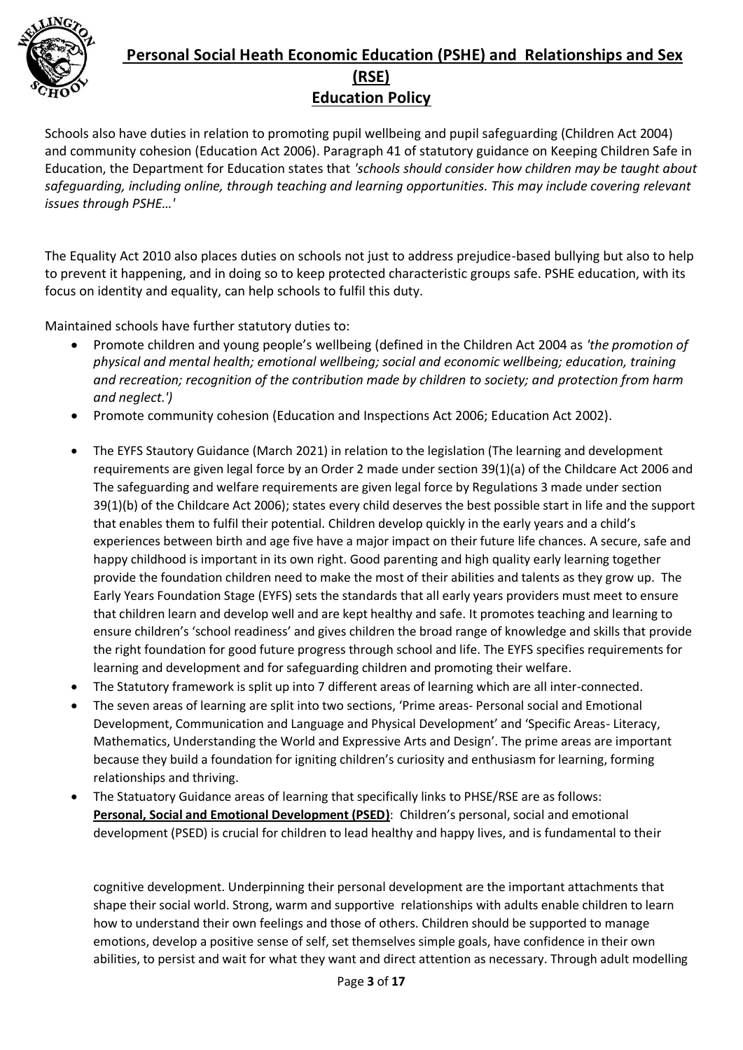Schools also have duties in relation to promoting pupil wellbeing and pupil safeguarding (Children Act 2004) and community cohesion (Education Act 2006). Paragraph 41 of statutory guidance on Keeping Children Safe in Education, the Department for Education states that *'schools should consider how children may be taught about safeguarding, including online, through teaching and learning opportunities. This may include covering relevant issues through PSHE…'*

The Equality Act 2010 also places duties on schools not just to address prejudice-based bullying but also to help to prevent it happening, and in doing so to keep protected characteristic groups safe. PSHE education, with its focus on identity and equality, can help schools to fulfil this duty.

Maintained schools have further statutory duties to:

- Promote children and young people's wellbeing (defined in the Children Act 2004 as *'the promotion of physical and mental health; emotional wellbeing; social and economic wellbeing; education, training and recreation; recognition of the contribution made by children to society; and protection from harm and neglect.')*
- Promote community cohesion (Education and Inspections Act 2006; Education Act 2002).
- The EYFS Stautory Guidance (March 2021) in relation to the legislation (The learning and development requirements are given legal force by an Order 2 made under section 39(1)(a) of the Childcare Act 2006 and The safeguarding and welfare requirements are given legal force by Regulations 3 made under section 39(1)(b) of the Childcare Act 2006); states every child deserves the best possible start in life and the support that enables them to fulfil their potential. Children develop quickly in the early years and a child's experiences between birth and age five have a major impact on their future life chances. A secure, safe and happy childhood is important in its own right. Good parenting and high quality early learning together provide the foundation children need to make the most of their abilities and talents as they grow up. The Early Years Foundation Stage (EYFS) sets the standards that all early years providers must meet to ensure that children learn and develop well and are kept healthy and safe. It promotes teaching and learning to ensure children's 'school readiness' and gives children the broad range of knowledge and skills that provide the right foundation for good future progress through school and life. The EYFS specifies requirements for learning and development and for safeguarding children and promoting their welfare.
- The Statutory framework is split up into 7 different areas of learning which are all inter-connected.
- The seven areas of learning are split into two sections, 'Prime areas- Personal social and Emotional Development, Communication and Language and Physical Development' and 'Specific Areas- Literacy, Mathematics, Understanding the World and Expressive Arts and Design'. The prime areas are important because they build a foundation for igniting children's curiosity and enthusiasm for learning, forming relationships and thriving.
- The Statuatory Guidance areas of learning that specifically links to PHSE/RSE are as follows:
  **Personal, Social and Emotional Development (PSED)**: Children's personal, social and emotional development (PSED) is crucial for children to lead healthy and happy lives, and is fundamental to their cognitive development. Underpinning their personal development are the important attachments that shape their social world. Strong, warm and supportive relationships with adults enable children to learn how to understand their own feelings and those of others. Children should be supported to manage emotions, develop a positive sense of self, set themselves simple goals, have confidence in their own abilities, to persist and wait for what they want and direct attention as necessary. Through adult modelling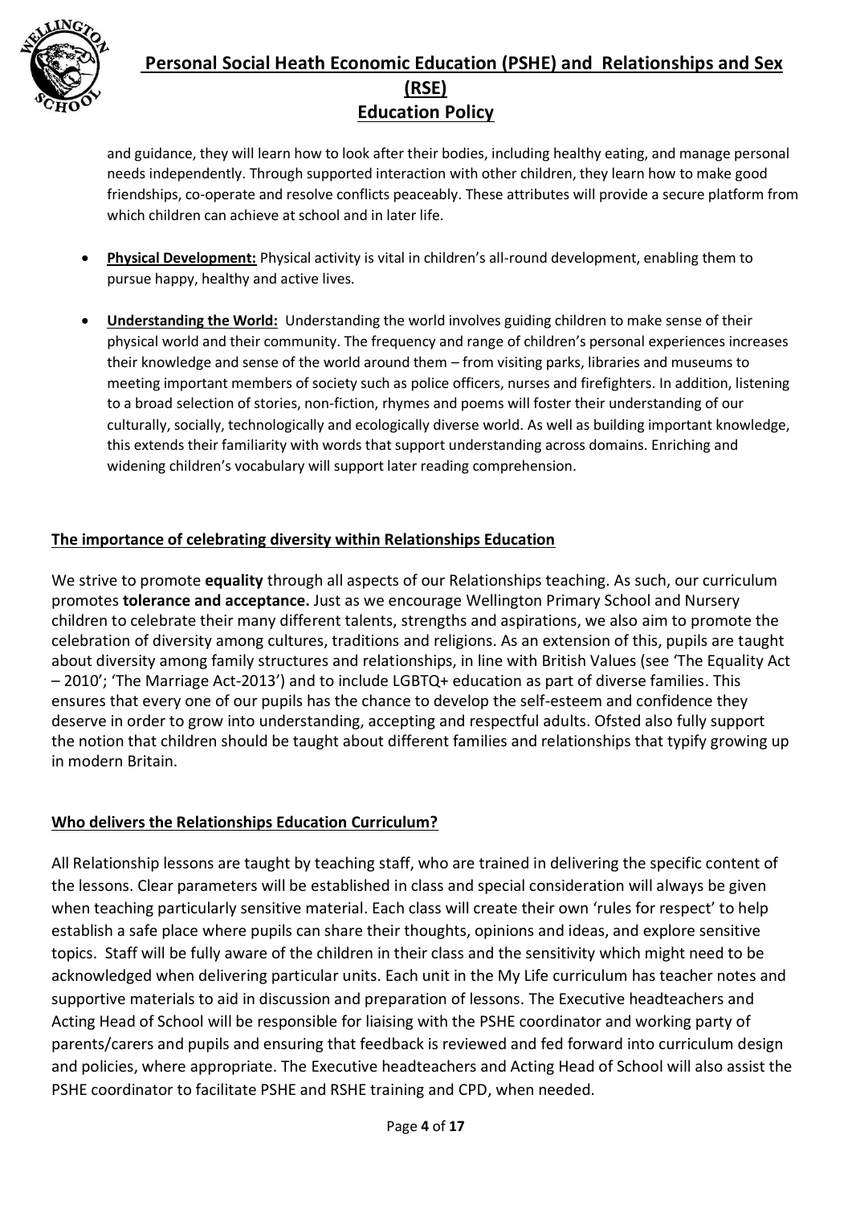and guidance, they will learn how to look after their bodies, including healthy eating, and manage personal needs independently. Through supported interaction with other children, they learn how to make good friendships, co-operate and resolve conflicts peaceably. These attributes will provide a secure platform from which children can achieve at school and in later life.

- **Physical Development:** Physical activity is vital in children's all-round development, enabling them to pursue happy, healthy and active lives.

- **Understanding the World:** Understanding the world involves guiding children to make sense of their physical world and their community. The frequency and range of children's personal experiences increases their knowledge and sense of the world around them – from visiting parks, libraries and museums to meeting important members of society such as police officers, nurses and firefighters. In addition, listening to a broad selection of stories, non-fiction, rhymes and poems will foster their understanding of our culturally, socially, technologically and ecologically diverse world. As well as building important knowledge, this extends their familiarity with words that support understanding across domains. Enriching and widening children's vocabulary will support later reading comprehension.

## The importance of celebrating diversity within Relationships Education

We strive to promote **equality** through all aspects of our Relationships teaching. As such, our curriculum promotes **tolerance and acceptance.** Just as we encourage Wellington Primary School and Nursery children to celebrate their many different talents, strengths and aspirations, we also aim to promote the celebration of diversity among cultures, traditions and religions. As an extension of this, pupils are taught about diversity among family structures and relationships, in line with British Values (see 'The Equality Act – 2010'; 'The Marriage Act-2013') and to include LGBTQ+ education as part of diverse families. This ensures that every one of our pupils has the chance to develop the self-esteem and confidence they deserve in order to grow into understanding, accepting and respectful adults. Ofsted also fully support the notion that children should be taught about different families and relationships that typify growing up in modern Britain.

## Who delivers the Relationships Education Curriculum?

All Relationship lessons are taught by teaching staff, who are trained in delivering the specific content of the lessons. Clear parameters will be established in class and special consideration will always be given when teaching particularly sensitive material. Each class will create their own 'rules for respect' to help establish a safe place where pupils can share their thoughts, opinions and ideas, and explore sensitive topics. Staff will be fully aware of the children in their class and the sensitivity which might need to be acknowledged when delivering particular units. Each unit in the My Life curriculum has teacher notes and supportive materials to aid in discussion and preparation of lessons. The Executive headteachers and Acting Head of School will be responsible for liaising with the PSHE coordinator and working party of parents/carers and pupils and ensuring that feedback is reviewed and fed forward into curriculum design and policies, where appropriate. The Executive headteachers and Acting Head of School will also assist the PSHE coordinator to facilitate PSHE and RSHE training and CPD, when needed.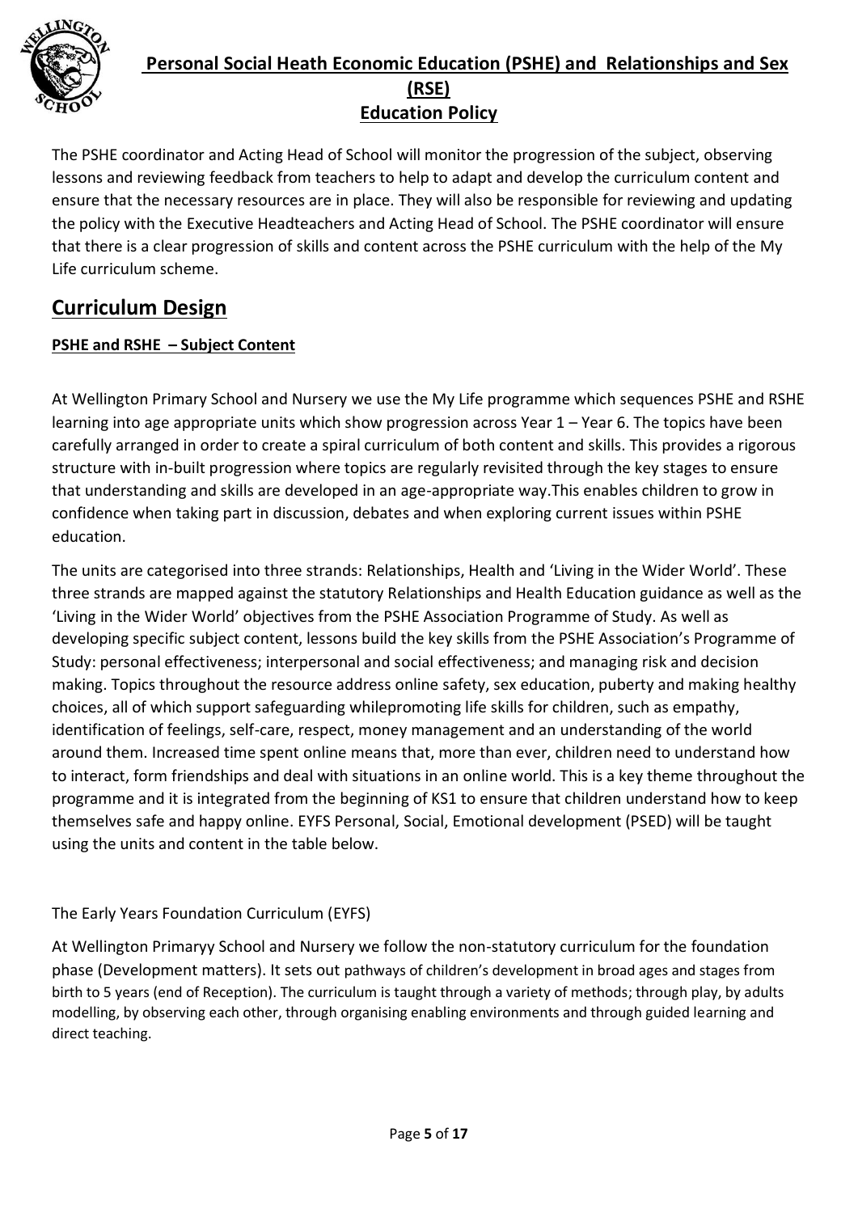The PSHE coordinator and Acting Head of School will monitor the progression of the subject, observing lessons and reviewing feedback from teachers to help to adapt and develop the curriculum content and ensure that the necessary resources are in place. They will also be responsible for reviewing and updating the policy with the Executive Headteachers and Acting Head of School. The PSHE coordinator will ensure that there is a clear progression of skills and content across the PSHE curriculum with the help of the My Life curriculum scheme.

## Curriculum Design

### PSHE and RSHE – Subject Content

At Wellington Primary School and Nursery we use the My Life programme which sequences PSHE and RSHE learning into age appropriate units which show progression across Year 1 – Year 6. The topics have been carefully arranged in order to create a spiral curriculum of both content and skills. This provides a rigorous structure with in-built progression where topics are regularly revisited through the key stages to ensure that understanding and skills are developed in an age-appropriate way.This enables children to grow in confidence when taking part in discussion, debates and when exploring current issues within PSHE education.

The units are categorised into three strands: Relationships, Health and 'Living in the Wider World'. These three strands are mapped against the statutory Relationships and Health Education guidance as well as the 'Living in the Wider World' objectives from the PSHE Association Programme of Study. As well as developing specific subject content, lessons build the key skills from the PSHE Association's Programme of Study: personal effectiveness; interpersonal and social effectiveness; and managing risk and decision making. Topics throughout the resource address online safety, sex education, puberty and making healthy choices, all of which support safeguarding whilepromoting life skills for children, such as empathy, identification of feelings, self-care, respect, money management and an understanding of the world around them. Increased time spent online means that, more than ever, children need to understand how to interact, form friendships and deal with situations in an online world. This is a key theme throughout the programme and it is integrated from the beginning of KS1 to ensure that children understand how to keep themselves safe and happy online. EYFS Personal, Social, Emotional development (PSED) will be taught using the units and content in the table below.

The Early Years Foundation Curriculum (EYFS)

At Wellington Primaryy School and Nursery we follow the non-statutory curriculum for the foundation phase (Development matters). It sets out pathways of children's development in broad ages and stages from birth to 5 years (end of Reception). The curriculum is taught through a variety of methods; through play, by adults modelling, by observing each other, through organising enabling environments and through guided learning and direct teaching.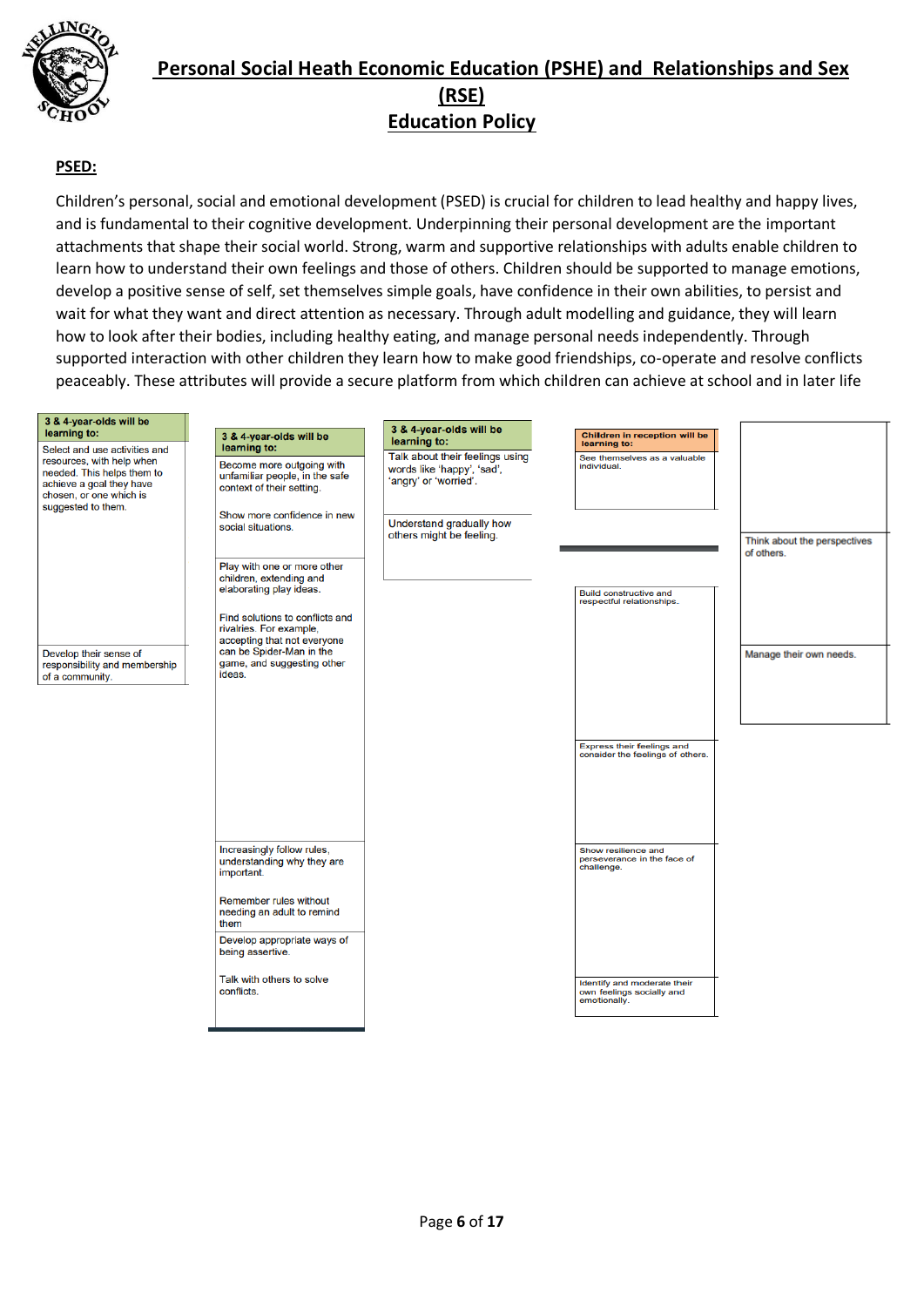# Personal Social Heath Economic Education (PSHE) and Relationships and Sex (RSE) Education Policy

**PSED:**

Children's personal, social and emotional development (PSED) is crucial for children to lead healthy and happy lives, and is fundamental to their cognitive development. Underpinning their personal development are the important attachments that shape their social world. Strong, warm and supportive relationships with adults enable children to learn how to understand their own feelings and those of others. Children should be supported to manage emotions, develop a positive sense of self, set themselves simple goals, have confidence in their own abilities, to persist and wait for what they want and direct attention as necessary. Through adult modelling and guidance, they will learn how to look after their bodies, including healthy eating, and manage personal needs independently. Through supported interaction with other children they learn how to make good friendships, co-operate and resolve conflicts peaceably. These attributes will provide a secure platform from which children can achieve at school and in later life

**3 & 4-year-olds will be learning to:**

- Select and use activities and resources, with help when needed. This helps them to achieve a goal they have chosen, or one which is suggested to them.
- Develop their sense of responsibility and membership of a community.

**3 & 4-year-olds will be learning to:**

- Become more outgoing with unfamiliar people, in the safe context of their setting.
- Show more confidence in new social situations.
- Play with one or more other children, extending and elaborating play ideas.
- Find solutions to conflicts and rivalries. For example, accepting that not everyone can be Spider-Man in the game, and suggesting other ideas.
- Increasingly follow rules, understanding why they are important.
- Remember rules without needing an adult to remind them
- Develop appropriate ways of being assertive.
- Talk with others to solve conflicts.

**3 & 4-year-olds will be learning to:**

- Talk about their feelings using words like 'happy', 'sad', 'angry' or 'worried'.
- Understand gradually how others might be feeling.

**Children in reception will be learning to:**

- See themselves as a valuable individual.
- Build constructive and respectful relationships.
- Express their feelings and consider the feelings of others.
- Show resilience and perseverance in the face of challenge.
- Identify and moderate their own feelings socially and emotionally.
- Think about the perspectives of others.
- Manage their own needs.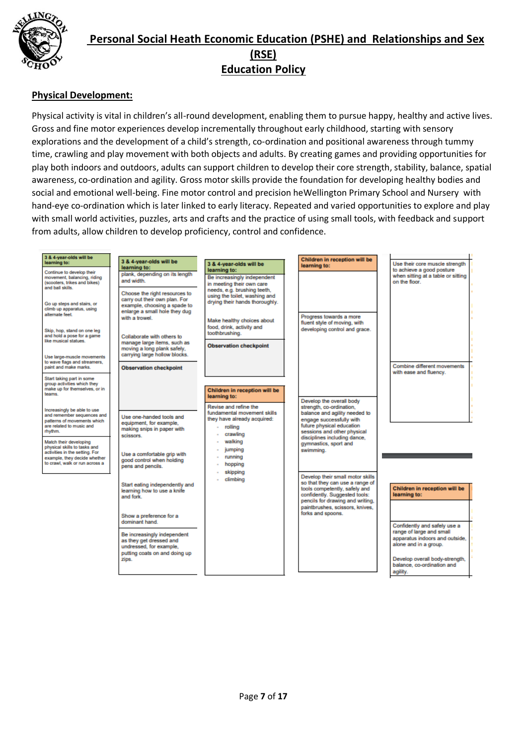# Personal Social Heath Economic Education (PSHE) and Relationships and Sex (RSE) Education Policy

## Physical Development:

Physical activity is vital in children's all-round development, enabling them to pursue happy, healthy and active lives. Gross and fine motor experiences develop incrementally throughout early childhood, starting with sensory explorations and the development of a child's strength, co-ordination and positional awareness through tummy time, crawling and play movement with both objects and adults. By creating games and providing opportunities for play both indoors and outdoors, adults can support children to develop their core strength, stability, balance, spatial awareness, co-ordination and agility. Gross motor skills provide the foundation for developing healthy bodies and social and emotional well-being. Fine motor control and precision heWellington Primary School and Nursery with hand-eye co-ordination which is later linked to early literacy. Repeated and varied opportunities to explore and play with small world activities, puzzles, arts and crafts and the practice of using small tools, with feedback and support from adults, allow children to develop proficiency, control and confidence.

**3 & 4-year-olds will be learning to:**

- Continue to develop their movement, balancing, riding (scooters, trikes and bikes) and ball skills.
- Go up steps and stairs, or climb up apparatus, using alternate feet.
- Skip, hop, stand on one leg and hold a pose for a game like musical statues.
- Use large-muscle movements to wave flags and streamers, paint and make marks.
- Start taking part in some group activities which they make up for themselves, or in teams.
- Increasingly be able to use and remember sequences and patterns of movements which are related to music and rhythm.
- Match their developing physical skills to tasks and activities in the setting. For example, they decide whether to crawl, walk or run across a

**3 & 4-year-olds will be learning to:**

- plank, depending on its length and width.
- Choose the right resources to carry out their own plan. For example, choosing a spade to enlarge a small hole they dug with a trowel.
- Collaborate with others to manage large items, such as moving a long plank safely, carrying large hollow blocks.

**Observation checkpoint**

- Use one-handed tools and equipment, for example, making snips in paper with scissors.
- Use a comfortable grip with good control when holding pens and pencils.
- Start eating independently and learning how to use a knife and fork.
- Show a preference for a dominant hand.
- Be increasingly independent as they get dressed and undressed, for example, putting coats on and doing up zips.

**3 & 4-year-olds will be learning to:**

- Be increasingly independent in meeting their own care needs, e.g. brushing teeth, using the toilet, washing and drying their hands thoroughly.
- Make healthy choices about food, drink, activity and toothbrushing.

**Observation checkpoint**

**Children in reception will be learning to:**

- Revise and refine the fundamental movement skills they have already acquired:
  - rolling
  - crawling
  - walking
  - jumping
  - running
  - hopping
  - skipping
  - climbing

**Children in reception will be learning to:**

- Progress towards a more fluent style of moving, with developing control and grace.
- Develop the overall body strength, co-ordination, balance and agility needed to engage successfully with future physical education sessions and other physical disciplines including dance, gymnastics, sport and swimming.
- Develop their small motor skills so that they can use a range of tools competently, safely and confidently. Suggested tools: pencils for drawing and writing, paintbrushes, scissors, knives, forks and spoons.
- Use their core muscle strength to achieve a good posture when sitting at a table or sitting on the floor.
- Combine different movements with ease and fluency.

**Children in reception will be learning to:**

- Confidently and safely use a range of large and small apparatus indoors and outside, alone and in a group.
- Develop overall body-strength, balance, co-ordination and agility.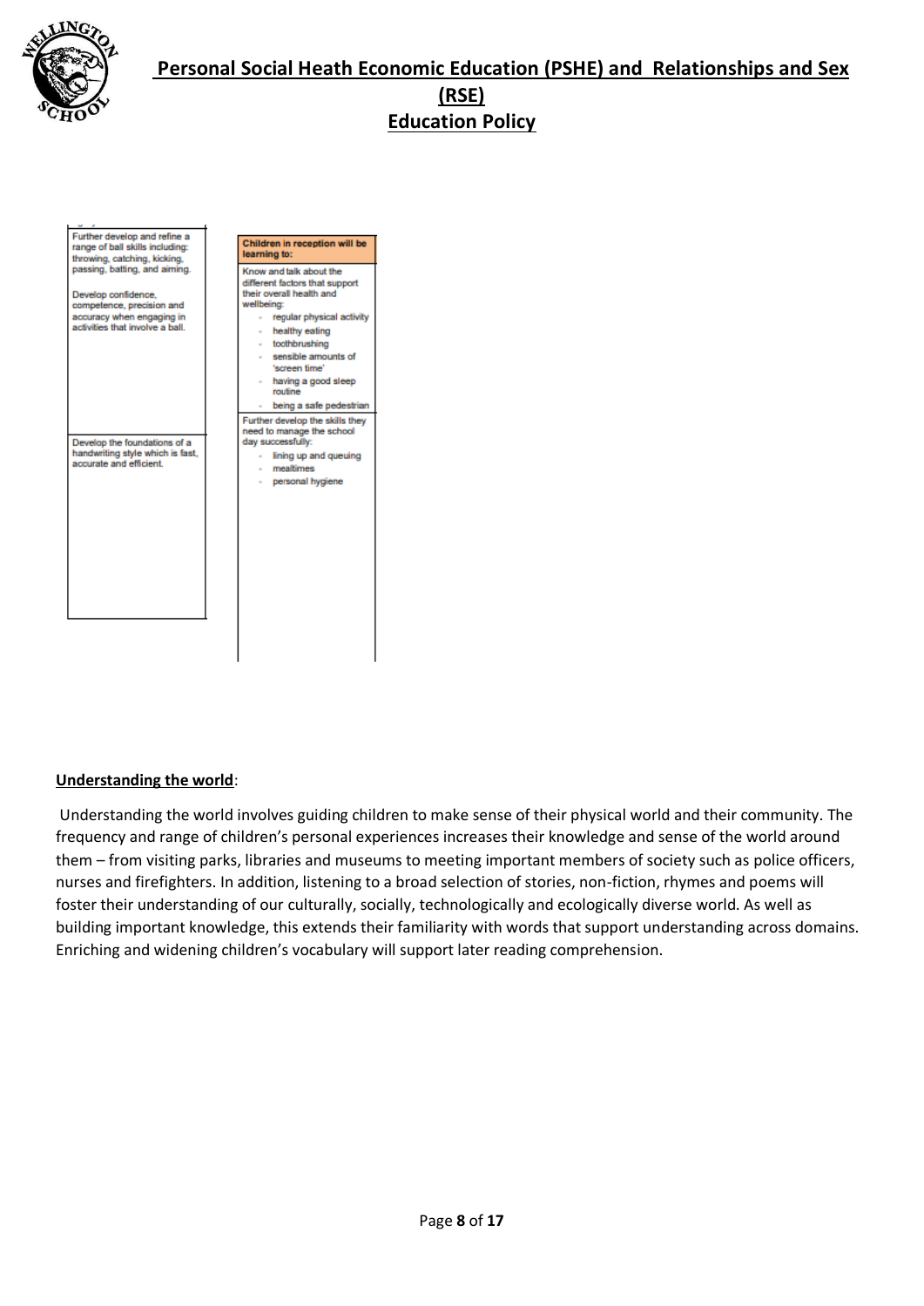| |
|---|
| Further develop and refine a range of ball skills including: throwing, catching, kicking, passing, batting, and aiming.<br><br>Develop confidence, competence, precision and accuracy when engaging in activities that involve a ball. |
| Develop the foundations of a handwriting style which is fast, accurate and efficient. |

| Children in reception will be learning to: |
|---|
| Know and talk about the different factors that support their overall health and wellbeing:<br>- regular physical activity<br>- healthy eating<br>- toothbrushing<br>- sensible amounts of 'screen time'<br>- having a good sleep routine<br>- being a safe pedestrian |
| Further develop the skills they need to manage the school day successfully:<br>- lining up and queuing<br>- mealtimes<br>- personal hygiene |

**Understanding the world**:

Understanding the world involves guiding children to make sense of their physical world and their community. The frequency and range of children's personal experiences increases their knowledge and sense of the world around them – from visiting parks, libraries and museums to meeting important members of society such as police officers, nurses and firefighters. In addition, listening to a broad selection of stories, non-fiction, rhymes and poems will foster their understanding of our culturally, socially, technologically and ecologically diverse world. As well as building important knowledge, this extends their familiarity with words that support understanding across domains. Enriching and widening children's vocabulary will support later reading comprehension.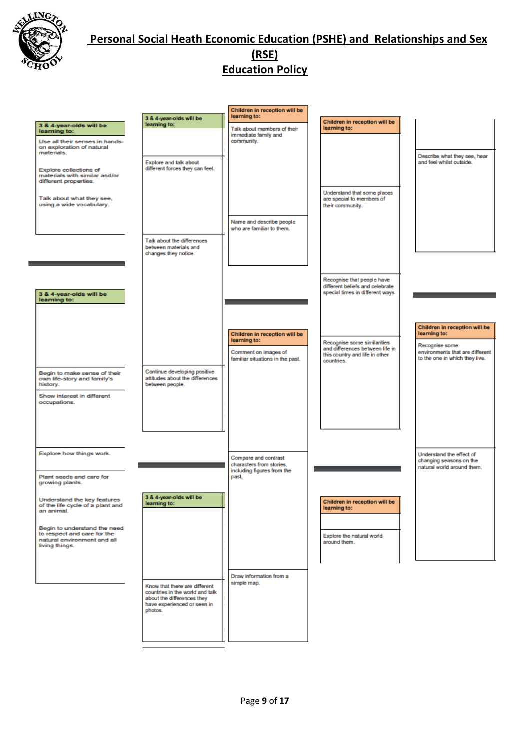# Personal Social Heath Economic Education (PSHE) and Relationships and Sex (RSE) Education Policy

**3 & 4-year-olds will be learning to:**

- Use all their senses in hands-on exploration of natural materials.
- Explore collections of materials with similar and/or different properties.
- Talk about what they see, using a wide vocabulary.

**3 & 4-year-olds will be learning to:**

- Begin to make sense of their own life-story and family's history.
- Show interest in different occupations.
- Explore how things work.
- Plant seeds and care for growing plants.
- Understand the key features of the life cycle of a plant and an animal.
- Begin to understand the need to respect and care for the natural environment and all living things.

**3 & 4-year-olds will be learning to:**

- Explore and talk about different forces they can feel.
- Talk about the differences between materials and changes they notice.
- Continue developing positive attitudes about the differences between people.

**3 & 4-year-olds will be learning to:**

- Know that there are different countries in the world and talk about the differences they have experienced or seen in photos.

**Children in reception will be learning to:**

- Talk about members of their immediate family and community.
- Name and describe people who are familiar to them.

**Children in reception will be learning to:**

- Comment on images of familiar situations in the past.
- Compare and contrast characters from stories, including figures from the past.
- Draw information from a simple map.

**Children in reception will be learning to:**

- Understand that some places are special to members of their community.
- Recognise that people have different beliefs and celebrate special times in different ways.
- Recognise some similarities and differences between life in this country and life in other countries.

**Children in reception will be learning to:**

- Explore the natural world around them.

- Describe what they see, hear and feel whilst outside.

**Children in reception will be learning to:**

- Recognise some environments that are different to the one in which they live.
- Understand the effect of changing seasons on the natural world around them.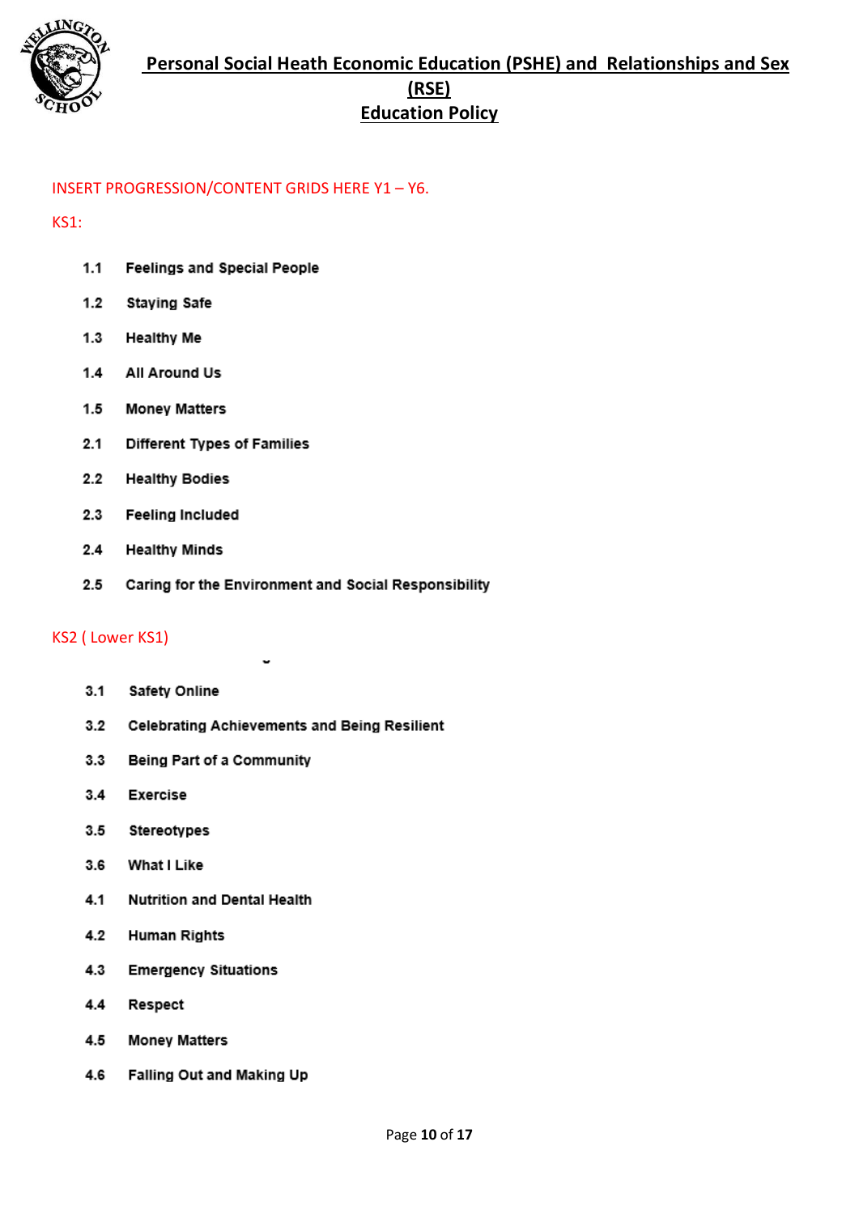# Personal Social Heath Economic Education (PSHE) and Relationships and Sex (RSE) Education Policy

INSERT PROGRESSION/CONTENT GRIDS HERE Y1 – Y6.

KS1:

1.1 Feelings and Special People

1.2 Staying Safe

1.3 Healthy Me

1.4 All Around Us

1.5 Money Matters

2.1 Different Types of Families

2.2 Healthy Bodies

2.3 Feeling Included

2.4 Healthy Minds

2.5 Caring for the Environment and Social Responsibility

KS2 ( Lower KS1)

3.1 Safety Online

3.2 Celebrating Achievements and Being Resilient

3.3 Being Part of a Community

3.4 Exercise

3.5 Stereotypes

3.6 What I Like

4.1 Nutrition and Dental Health

4.2 Human Rights

4.3 Emergency Situations

4.4 Respect

4.5 Money Matters

4.6 Falling Out and Making Up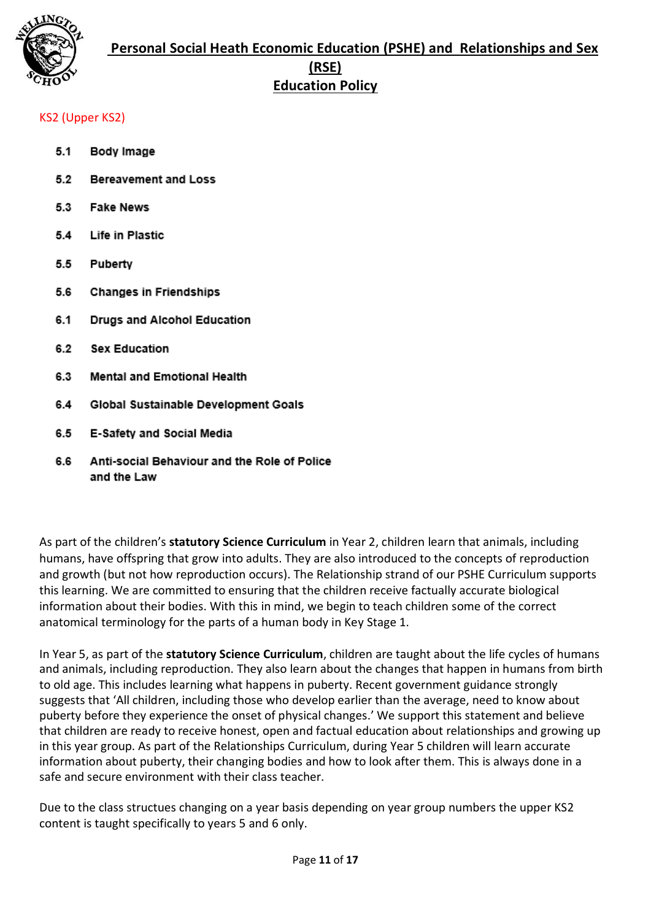KS2 (Upper KS2)

- 5.1 Body Image
- 5.2 Bereavement and Loss
- 5.3 Fake News
- 5.4 Life in Plastic
- 5.5 Puberty
- 5.6 Changes in Friendships
- 6.1 Drugs and Alcohol Education
- 6.2 Sex Education
- 6.3 Mental and Emotional Health
- 6.4 Global Sustainable Development Goals
- 6.5 E-Safety and Social Media
- 6.6 Anti-social Behaviour and the Role of Police and the Law

As part of the children's **statutory Science Curriculum** in Year 2, children learn that animals, including humans, have offspring that grow into adults. They are also introduced to the concepts of reproduction and growth (but not how reproduction occurs). The Relationship strand of our PSHE Curriculum supports this learning. We are committed to ensuring that the children receive factually accurate biological information about their bodies. With this in mind, we begin to teach children some of the correct anatomical terminology for the parts of a human body in Key Stage 1.

In Year 5, as part of the **statutory Science Curriculum**, children are taught about the life cycles of humans and animals, including reproduction. They also learn about the changes that happen in humans from birth to old age. This includes learning what happens in puberty. Recent government guidance strongly suggests that 'All children, including those who develop earlier than the average, need to know about puberty before they experience the onset of physical changes.' We support this statement and believe that children are ready to receive honest, open and factual education about relationships and growing up in this year group. As part of the Relationships Curriculum, during Year 5 children will learn accurate information about puberty, their changing bodies and how to look after them. This is always done in a safe and secure environment with their class teacher.

Due to the class structues changing on a year basis depending on year group numbers the upper KS2 content is taught specifically to years 5 and 6 only.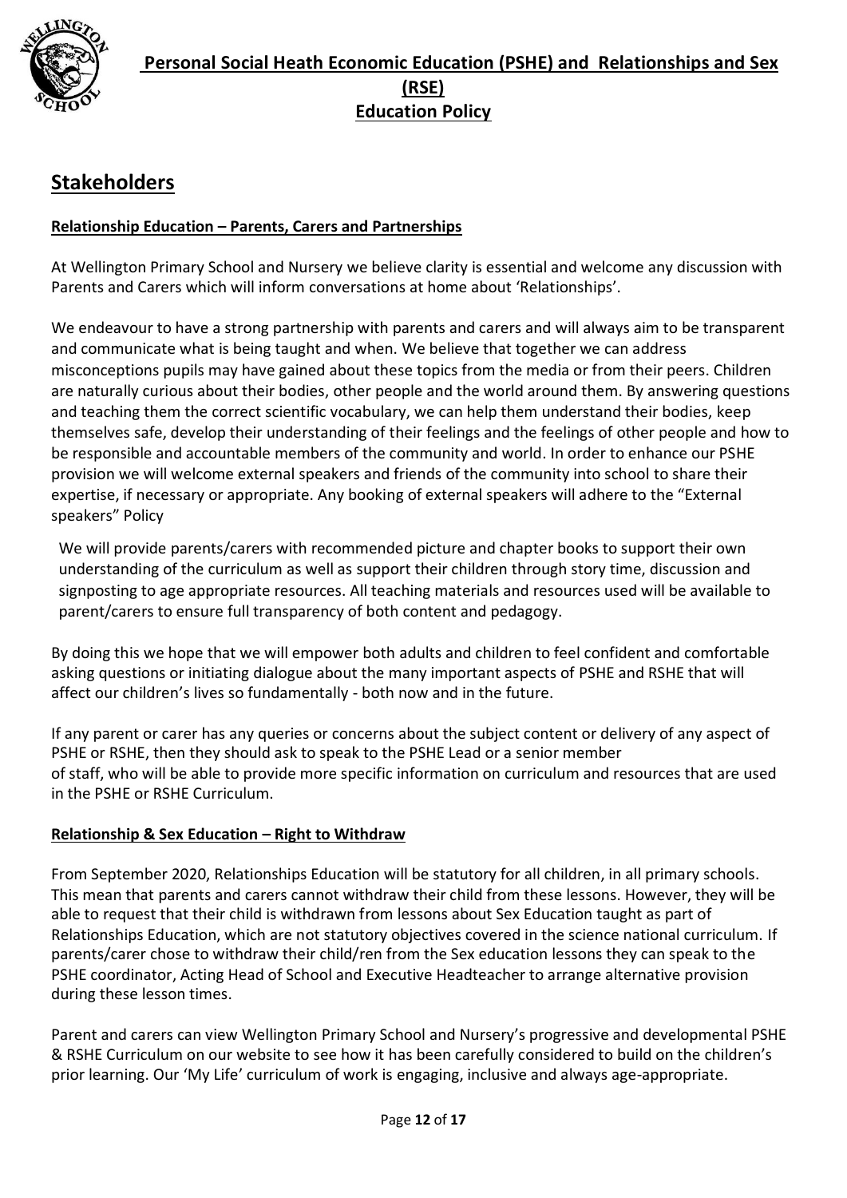## Stakeholders

**Relationship Education – Parents, Carers and Partnerships**

At Wellington Primary School and Nursery we believe clarity is essential and welcome any discussion with Parents and Carers which will inform conversations at home about 'Relationships'.

We endeavour to have a strong partnership with parents and carers and will always aim to be transparent and communicate what is being taught and when. We believe that together we can address misconceptions pupils may have gained about these topics from the media or from their peers. Children are naturally curious about their bodies, other people and the world around them. By answering questions and teaching them the correct scientific vocabulary, we can help them understand their bodies, keep themselves safe, develop their understanding of their feelings and the feelings of other people and how to be responsible and accountable members of the community and world. In order to enhance our PSHE provision we will welcome external speakers and friends of the community into school to share their expertise, if necessary or appropriate. Any booking of external speakers will adhere to the "External speakers" Policy

We will provide parents/carers with recommended picture and chapter books to support their own understanding of the curriculum as well as support their children through story time, discussion and signposting to age appropriate resources. All teaching materials and resources used will be available to parent/carers to ensure full transparency of both content and pedagogy.

By doing this we hope that we will empower both adults and children to feel confident and comfortable asking questions or initiating dialogue about the many important aspects of PSHE and RSHE that will affect our children's lives so fundamentally - both now and in the future.

If any parent or carer has any queries or concerns about the subject content or delivery of any aspect of PSHE or RSHE, then they should ask to speak to the PSHE Lead or a senior member of staff, who will be able to provide more specific information on curriculum and resources that are used in the PSHE or RSHE Curriculum.

**Relationship & Sex Education – Right to Withdraw**

From September 2020, Relationships Education will be statutory for all children, in all primary schools. This mean that parents and carers cannot withdraw their child from these lessons. However, they will be able to request that their child is withdrawn from lessons about Sex Education taught as part of Relationships Education, which are not statutory objectives covered in the science national curriculum. If parents/carer chose to withdraw their child/ren from the Sex education lessons they can speak to the PSHE coordinator, Acting Head of School and Executive Headteacher to arrange alternative provision during these lesson times.

Parent and carers can view Wellington Primary School and Nursery's progressive and developmental PSHE & RSHE Curriculum on our website to see how it has been carefully considered to build on the children's prior learning. Our 'My Life' curriculum of work is engaging, inclusive and always age-appropriate.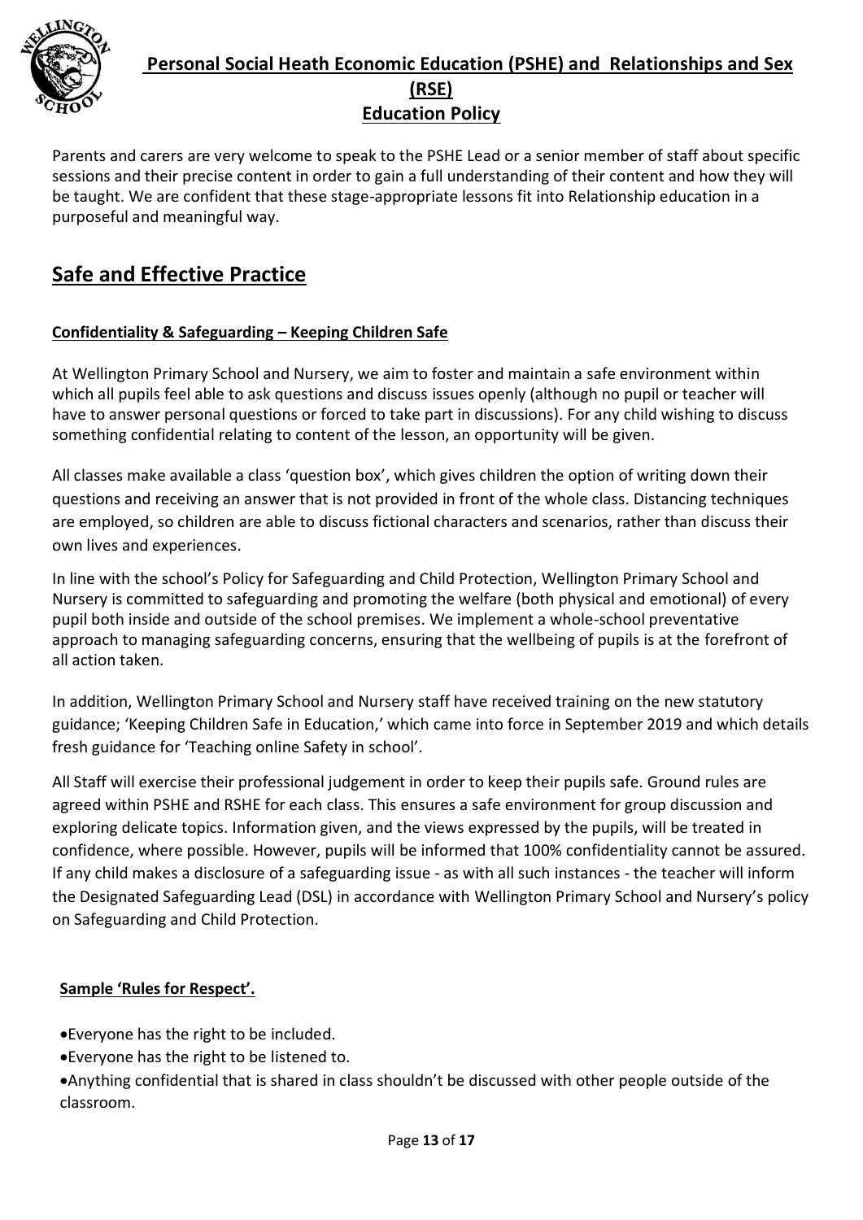Parents and carers are very welcome to speak to the PSHE Lead or a senior member of staff about specific sessions and their precise content in order to gain a full understanding of their content and how they will be taught. We are confident that these stage-appropriate lessons fit into Relationship education in a purposeful and meaningful way.

## Safe and Effective Practice

### Confidentiality & Safeguarding – Keeping Children Safe

At Wellington Primary School and Nursery, we aim to foster and maintain a safe environment within which all pupils feel able to ask questions and discuss issues openly (although no pupil or teacher will have to answer personal questions or forced to take part in discussions). For any child wishing to discuss something confidential relating to content of the lesson, an opportunity will be given.

All classes make available a class 'question box', which gives children the option of writing down their questions and receiving an answer that is not provided in front of the whole class. Distancing techniques are employed, so children are able to discuss fictional characters and scenarios, rather than discuss their own lives and experiences.

In line with the school's Policy for Safeguarding and Child Protection, Wellington Primary School and Nursery is committed to safeguarding and promoting the welfare (both physical and emotional) of every pupil both inside and outside of the school premises. We implement a whole-school preventative approach to managing safeguarding concerns, ensuring that the wellbeing of pupils is at the forefront of all action taken.

In addition, Wellington Primary School and Nursery staff have received training on the new statutory guidance; 'Keeping Children Safe in Education,' which came into force in September 2019 and which details fresh guidance for 'Teaching online Safety in school'.

All Staff will exercise their professional judgement in order to keep their pupils safe. Ground rules are agreed within PSHE and RSHE for each class. This ensures a safe environment for group discussion and exploring delicate topics. Information given, and the views expressed by the pupils, will be treated in confidence, where possible. However, pupils will be informed that 100% confidentiality cannot be assured. If any child makes a disclosure of a safeguarding issue - as with all such instances - the teacher will inform the Designated Safeguarding Lead (DSL) in accordance with Wellington Primary School and Nursery's policy on Safeguarding and Child Protection.

### Sample 'Rules for Respect'.

- Everyone has the right to be included.
- Everyone has the right to be listened to.
- Anything confidential that is shared in class shouldn't be discussed with other people outside of the classroom.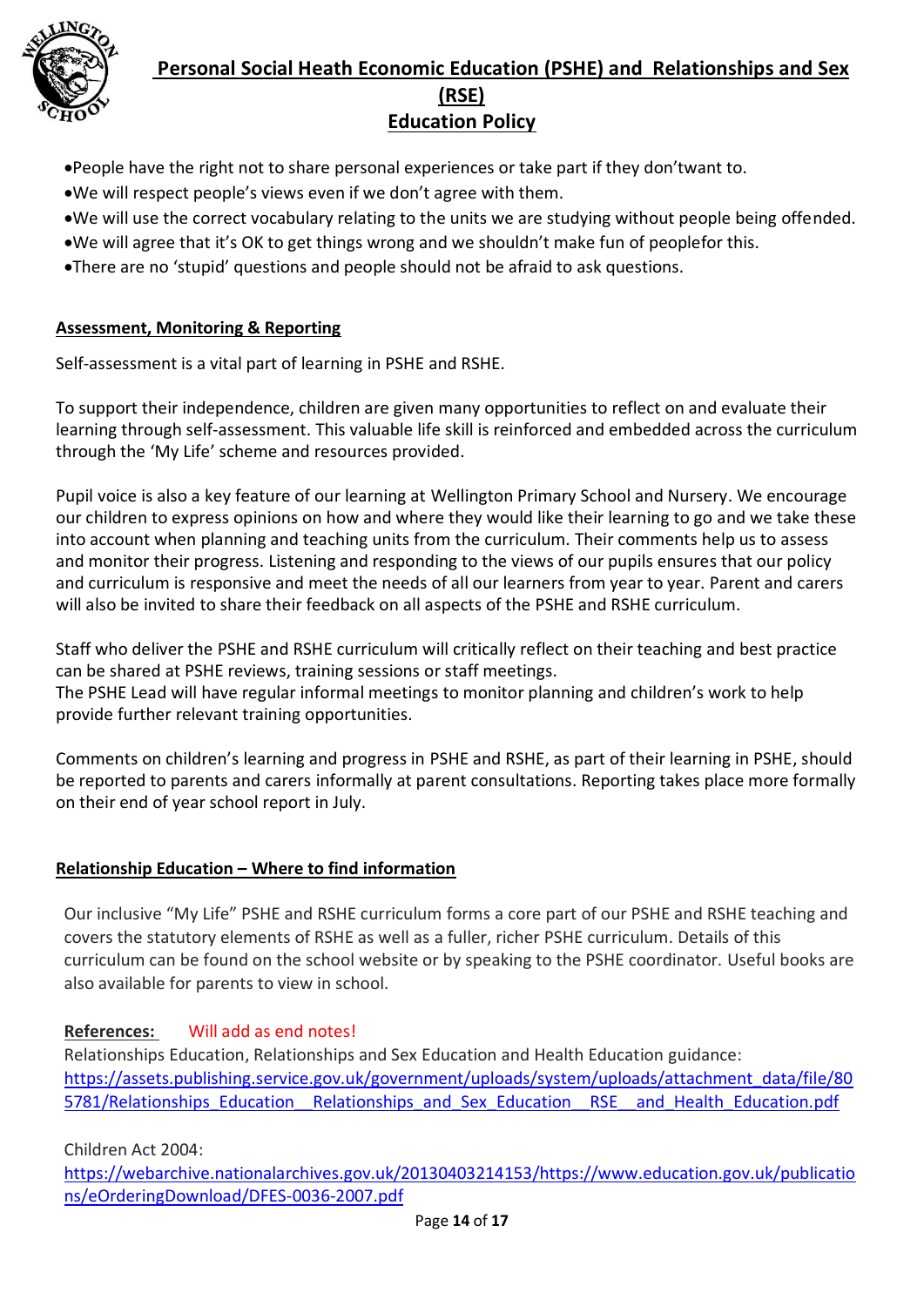- People have the right not to share personal experiences or take part if they don'twant to.
- We will respect people's views even if we don't agree with them.
- We will use the correct vocabulary relating to the units we are studying without people being offended.
- We will agree that it's OK to get things wrong and we shouldn't make fun of peoplefor this.
- There are no 'stupid' questions and people should not be afraid to ask questions.

## Assessment, Monitoring & Reporting

Self-assessment is a vital part of learning in PSHE and RSHE.

To support their independence, children are given many opportunities to reflect on and evaluate their learning through self-assessment. This valuable life skill is reinforced and embedded across the curriculum through the 'My Life' scheme and resources provided.

Pupil voice is also a key feature of our learning at Wellington Primary School and Nursery. We encourage our children to express opinions on how and where they would like their learning to go and we take these into account when planning and teaching units from the curriculum. Their comments help us to assess and monitor their progress. Listening and responding to the views of our pupils ensures that our policy and curriculum is responsive and meet the needs of all our learners from year to year. Parent and carers will also be invited to share their feedback on all aspects of the PSHE and RSHE curriculum.

Staff who deliver the PSHE and RSHE curriculum will critically reflect on their teaching and best practice can be shared at PSHE reviews, training sessions or staff meetings.
The PSHE Lead will have regular informal meetings to monitor planning and children's work to help provide further relevant training opportunities.

Comments on children's learning and progress in PSHE and RSHE, as part of their learning in PSHE, should be reported to parents and carers informally at parent consultations. Reporting takes place more formally on their end of year school report in July.

## Relationship Education – Where to find information

Our inclusive "My Life" PSHE and RSHE curriculum forms a core part of our PSHE and RSHE teaching and covers the statutory elements of RSHE as well as a fuller, richer PSHE curriculum. Details of this curriculum can be found on the school website or by speaking to the PSHE coordinator. Useful books are also available for parents to view in school.

**References:** Will add as end notes!

Relationships Education, Relationships and Sex Education and Health Education guidance:
https://assets.publishing.service.gov.uk/government/uploads/system/uploads/attachment_data/file/805781/Relationships_Education__Relationships_and_Sex_Education__RSE__and_Health_Education.pdf

Children Act 2004:
https://webarchive.nationalarchives.gov.uk/20130403214153/https://www.education.gov.uk/publications/eOrderingDownload/DFES-0036-2007.pdf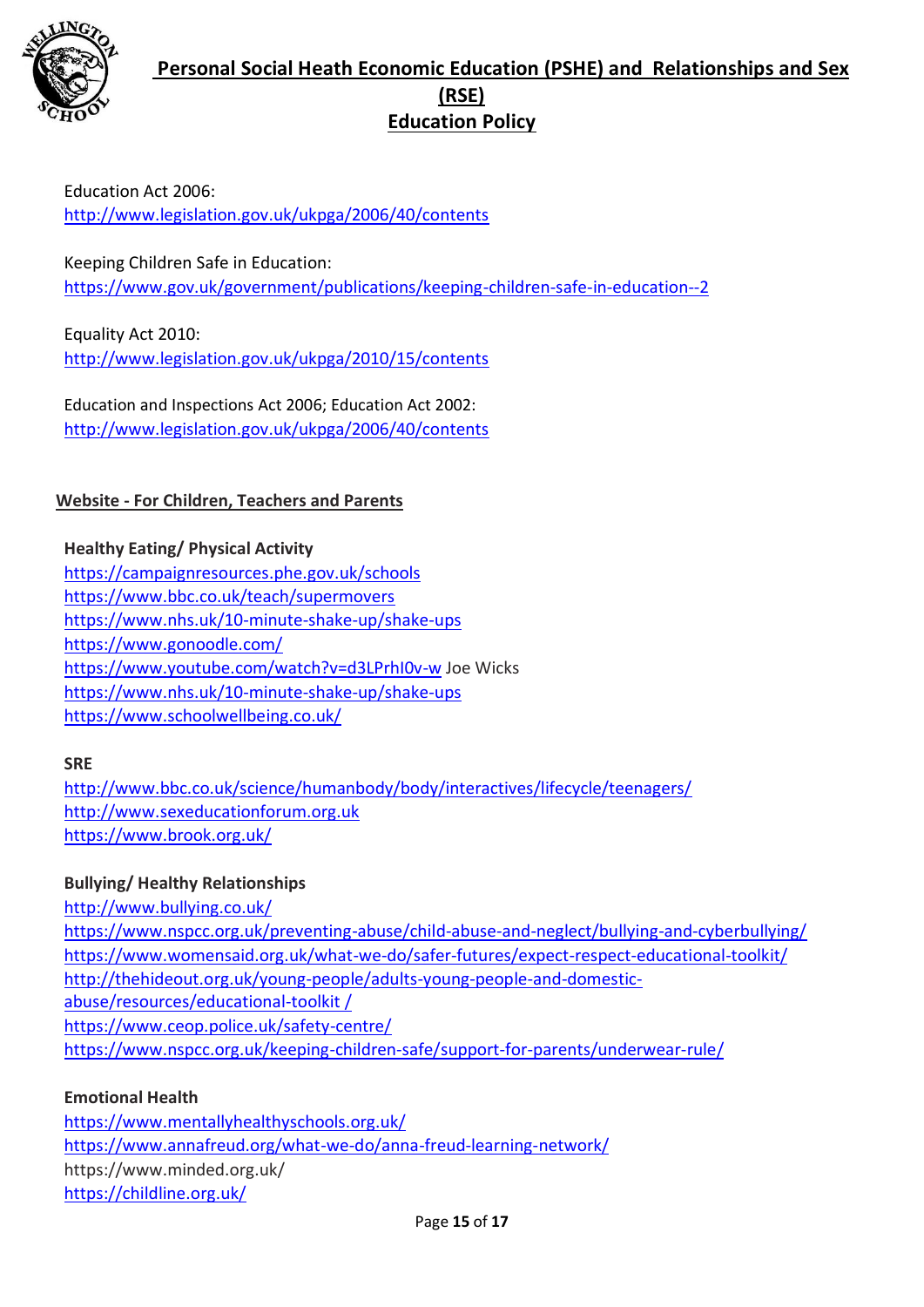Education Act 2006:
http://www.legislation.gov.uk/ukpga/2006/40/contents

Keeping Children Safe in Education:
https://www.gov.uk/government/publications/keeping-children-safe-in-education--2

Equality Act 2010:
http://www.legislation.gov.uk/ukpga/2010/15/contents

Education and Inspections Act 2006; Education Act 2002:
http://www.legislation.gov.uk/ukpga/2006/40/contents

## Website - For Children, Teachers and Parents

**Healthy Eating/ Physical Activity**
https://campaignresources.phe.gov.uk/schools
https://www.bbc.co.uk/teach/supermovers
https://www.nhs.uk/10-minute-shake-up/shake-ups
https://www.gonoodle.com/
https://www.youtube.com/watch?v=d3LPrhI0v-w Joe Wicks
https://www.nhs.uk/10-minute-shake-up/shake-ups
https://www.schoolwellbeing.co.uk/

**SRE**
http://www.bbc.co.uk/science/humanbody/body/interactives/lifecycle/teenagers/
http://www.sexeducationforum.org.uk
https://www.brook.org.uk/

**Bullying/ Healthy Relationships**
http://www.bullying.co.uk/
https://www.nspcc.org.uk/preventing-abuse/child-abuse-and-neglect/bullying-and-cyberbullying/
https://www.womensaid.org.uk/what-we-do/safer-futures/expect-respect-educational-toolkit/
http://thehideout.org.uk/young-people/adults-young-people-and-domestic-abuse/resources/educational-toolkit /
https://www.ceop.police.uk/safety-centre/
https://www.nspcc.org.uk/keeping-children-safe/support-for-parents/underwear-rule/

**Emotional Health**
https://www.mentallyhealthyschools.org.uk/
https://www.annafreud.org/what-we-do/anna-freud-learning-network/
https://www.minded.org.uk/
https://childline.org.uk/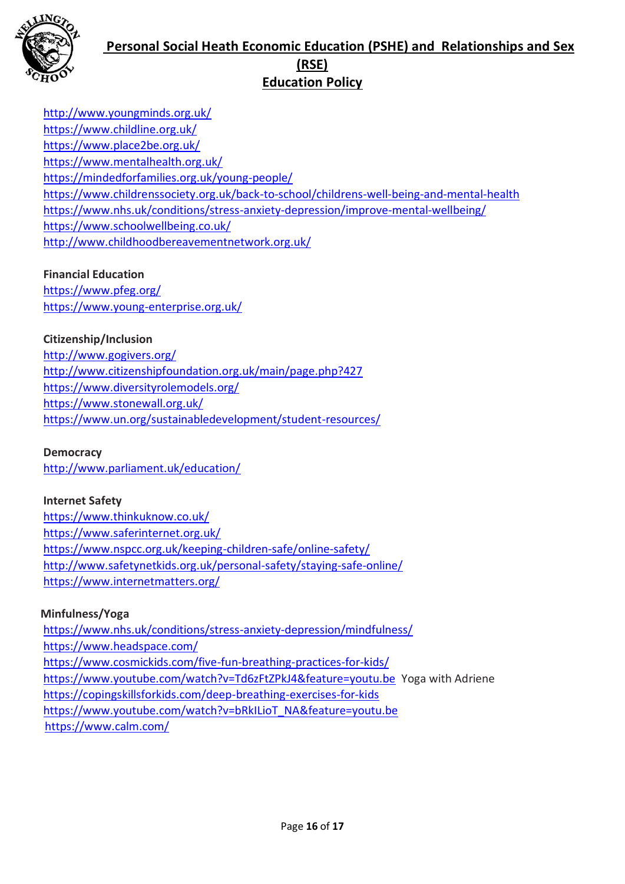http://www.youngminds.org.uk/
https://www.childline.org.uk/
https://www.place2be.org.uk/
https://www.mentalhealth.org.uk/
https://mindedforfamilies.org.uk/young-people/
https://www.childrenssociety.org.uk/back-to-school/childrens-well-being-and-mental-health
https://www.nhs.uk/conditions/stress-anxiety-depression/improve-mental-wellbeing/
https://www.schoolwellbeing.co.uk/
http://www.childhoodbereavementnetwork.org.uk/

**Financial Education**
https://www.pfeg.org/
https://www.young-enterprise.org.uk/

**Citizenship/Inclusion**
http://www.gogivers.org/
http://www.citizenshipfoundation.org.uk/main/page.php?427
https://www.diversityrolemodels.org/
https://www.stonewall.org.uk/
https://www.un.org/sustainabledevelopment/student-resources/

**Democracy**
http://www.parliament.uk/education/

**Internet Safety**
https://www.thinkuknow.co.uk/
https://www.saferinternet.org.uk/
https://www.nspcc.org.uk/keeping-children-safe/online-safety/
http://www.safetynetkids.org.uk/personal-safety/staying-safe-online/
https://www.internetmatters.org/

**Minfulness/Yoga**
https://www.nhs.uk/conditions/stress-anxiety-depression/mindfulness/
https://www.headspace.com/
https://www.cosmickids.com/five-fun-breathing-practices-for-kids/
https://www.youtube.com/watch?v=Td6zFtZPkJ4&feature=youtu.be Yoga with Adriene
https://copingskillsforkids.com/deep-breathing-exercises-for-kids
https://www.youtube.com/watch?v=bRkILioT_NA&feature=youtu.be
https://www.calm.com/